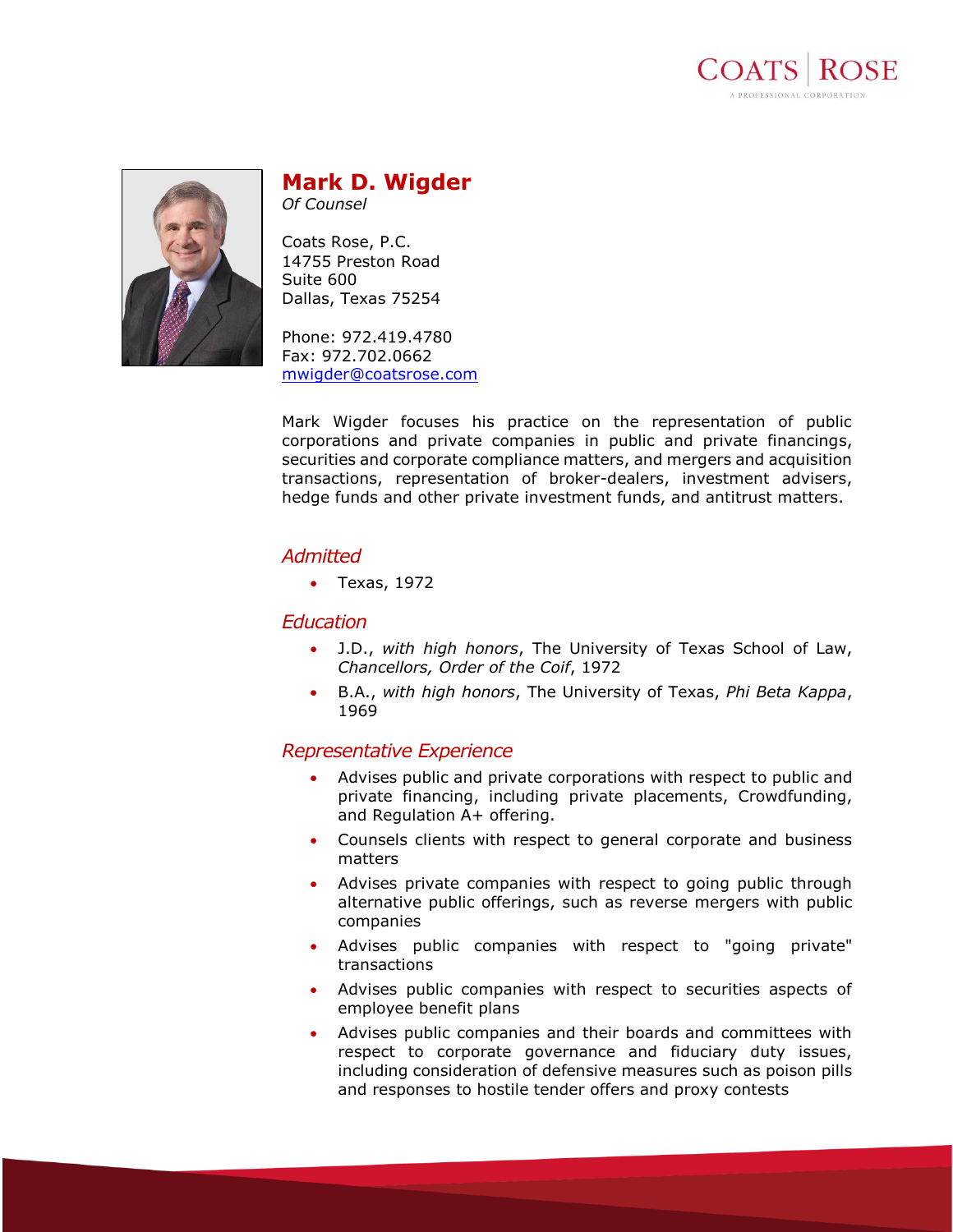# Mark D. Wigder

*Of Counsel*

Coats Rose, P.C.
14755 Preston Road
Suite 600
Dallas, Texas 75254

Phone: 972.419.4780
Fax: 972.702.0662
mwigder@coatsrose.com

Mark Wigder focuses his practice on the representation of public corporations and private companies in public and private financings, securities and corporate compliance matters, and mergers and acquisition transactions, representation of broker-dealers, investment advisers, hedge funds and other private investment funds, and antitrust matters.

## Admitted

- Texas, 1972

## Education

- J.D., *with high honors*, The University of Texas School of Law, *Chancellors, Order of the Coif*, 1972
- B.A., *with high honors*, The University of Texas, *Phi Beta Kappa*, 1969

## Representative Experience

- Advises public and private corporations with respect to public and private financing, including private placements, Crowdfunding, and Regulation A+ offering.
- Counsels clients with respect to general corporate and business matters
- Advises private companies with respect to going public through alternative public offerings, such as reverse mergers with public companies
- Advises public companies with respect to "going private" transactions
- Advises public companies with respect to securities aspects of employee benefit plans
- Advises public companies and their boards and committees with respect to corporate governance and fiduciary duty issues, including consideration of defensive measures such as poison pills and responses to hostile tender offers and proxy contests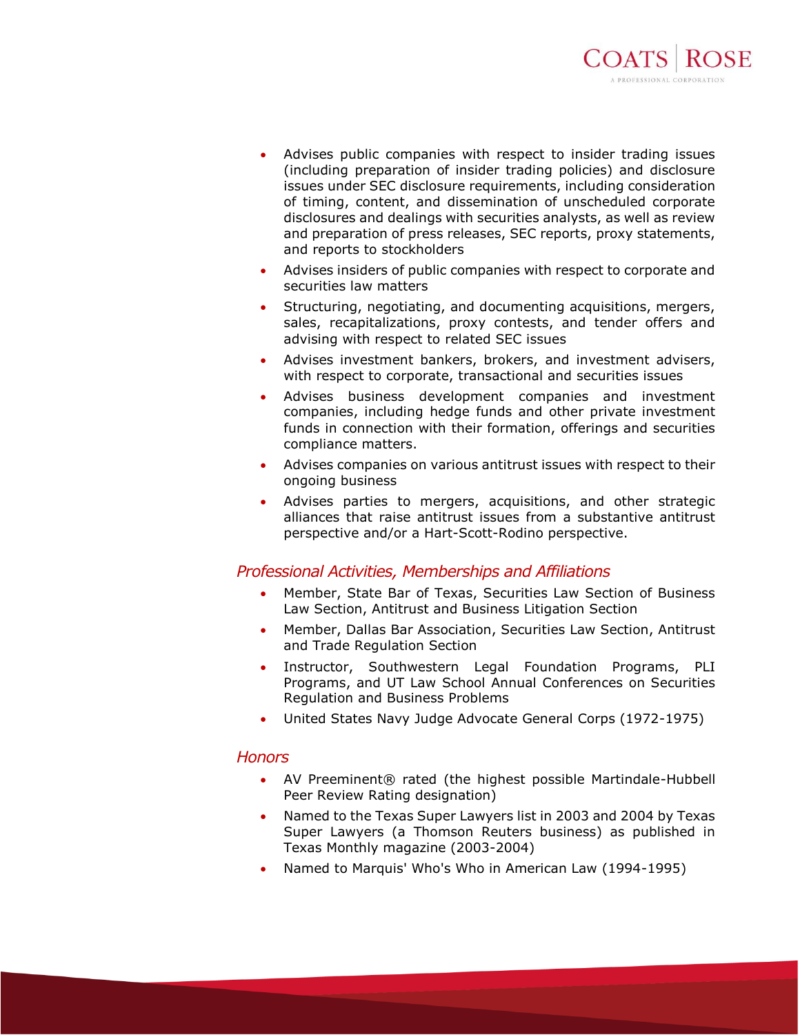- Advises public companies with respect to insider trading issues (including preparation of insider trading policies) and disclosure issues under SEC disclosure requirements, including consideration of timing, content, and dissemination of unscheduled corporate disclosures and dealings with securities analysts, as well as review and preparation of press releases, SEC reports, proxy statements, and reports to stockholders
- Advises insiders of public companies with respect to corporate and securities law matters
- Structuring, negotiating, and documenting acquisitions, mergers, sales, recapitalizations, proxy contests, and tender offers and advising with respect to related SEC issues
- Advises investment bankers, brokers, and investment advisers, with respect to corporate, transactional and securities issues
- Advises business development companies and investment companies, including hedge funds and other private investment funds in connection with their formation, offerings and securities compliance matters.
- Advises companies on various antitrust issues with respect to their ongoing business
- Advises parties to mergers, acquisitions, and other strategic alliances that raise antitrust issues from a substantive antitrust perspective and/or a Hart-Scott-Rodino perspective.

## *Professional Activities, Memberships and Affiliations*

- Member, State Bar of Texas, Securities Law Section of Business Law Section, Antitrust and Business Litigation Section
- Member, Dallas Bar Association, Securities Law Section, Antitrust and Trade Regulation Section
- Instructor, Southwestern Legal Foundation Programs, PLI Programs, and UT Law School Annual Conferences on Securities Regulation and Business Problems
- United States Navy Judge Advocate General Corps (1972-1975)

## *Honors*

- AV Preeminent® rated (the highest possible Martindale-Hubbell Peer Review Rating designation)
- Named to the Texas Super Lawyers list in 2003 and 2004 by Texas Super Lawyers (a Thomson Reuters business) as published in Texas Monthly magazine (2003-2004)
- Named to Marquis' Who's Who in American Law (1994-1995)